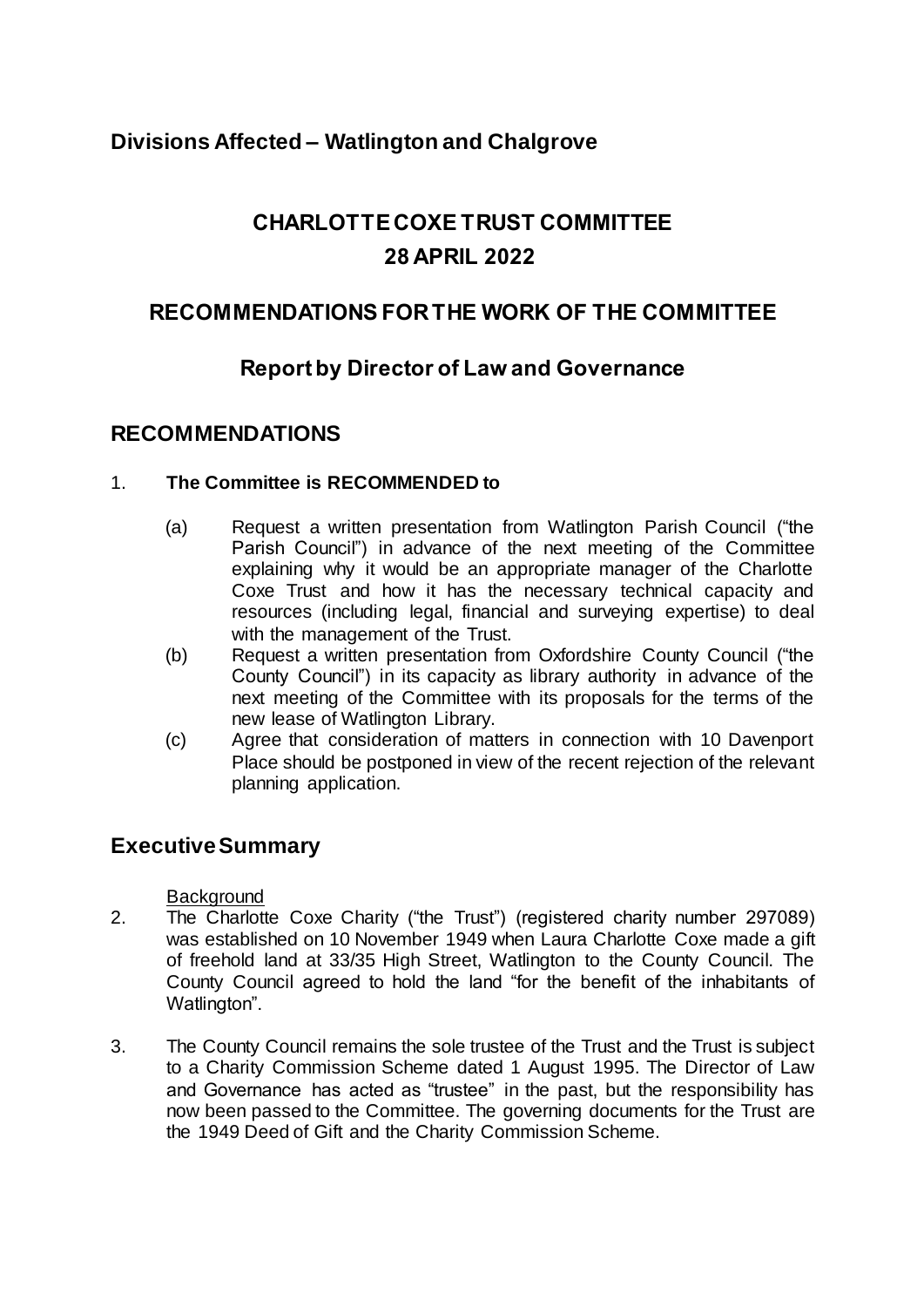## Divisions Affected – Watlington and Chalgrove

# CHARLOTTE COXE TRUST COMMITTEE
# 28 APRIL 2022

## RECOMMENDATIONS FOR THE WORK OF THE COMMITTEE

### Report by Director of Law and Governance

## RECOMMENDATIONS

1. **The Committee is RECOMMENDED to**

   (a) Request a written presentation from Watlington Parish Council ("the Parish Council") in advance of the next meeting of the Committee explaining why it would be an appropriate manager of the Charlotte Coxe Trust and how it has the necessary technical capacity and resources (including legal, financial and surveying expertise) to deal with the management of the Trust.

   (b) Request a written presentation from Oxfordshire County Council ("the County Council") in its capacity as library authority in advance of the next meeting of the Committee with its proposals for the terms of the new lease of Watlington Library.

   (c) Agree that consideration of matters in connection with 10 Davenport Place should be postponed in view of the recent rejection of the relevant planning application.

## Executive Summary

Background

2. The Charlotte Coxe Charity ("the Trust") (registered charity number 297089) was established on 10 November 1949 when Laura Charlotte Coxe made a gift of freehold land at 33/35 High Street, Watlington to the County Council. The County Council agreed to hold the land "for the benefit of the inhabitants of Watlington".

3. The County Council remains the sole trustee of the Trust and the Trust is subject to a Charity Commission Scheme dated 1 August 1995. The Director of Law and Governance has acted as "trustee" in the past, but the responsibility has now been passed to the Committee. The governing documents for the Trust are the 1949 Deed of Gift and the Charity Commission Scheme.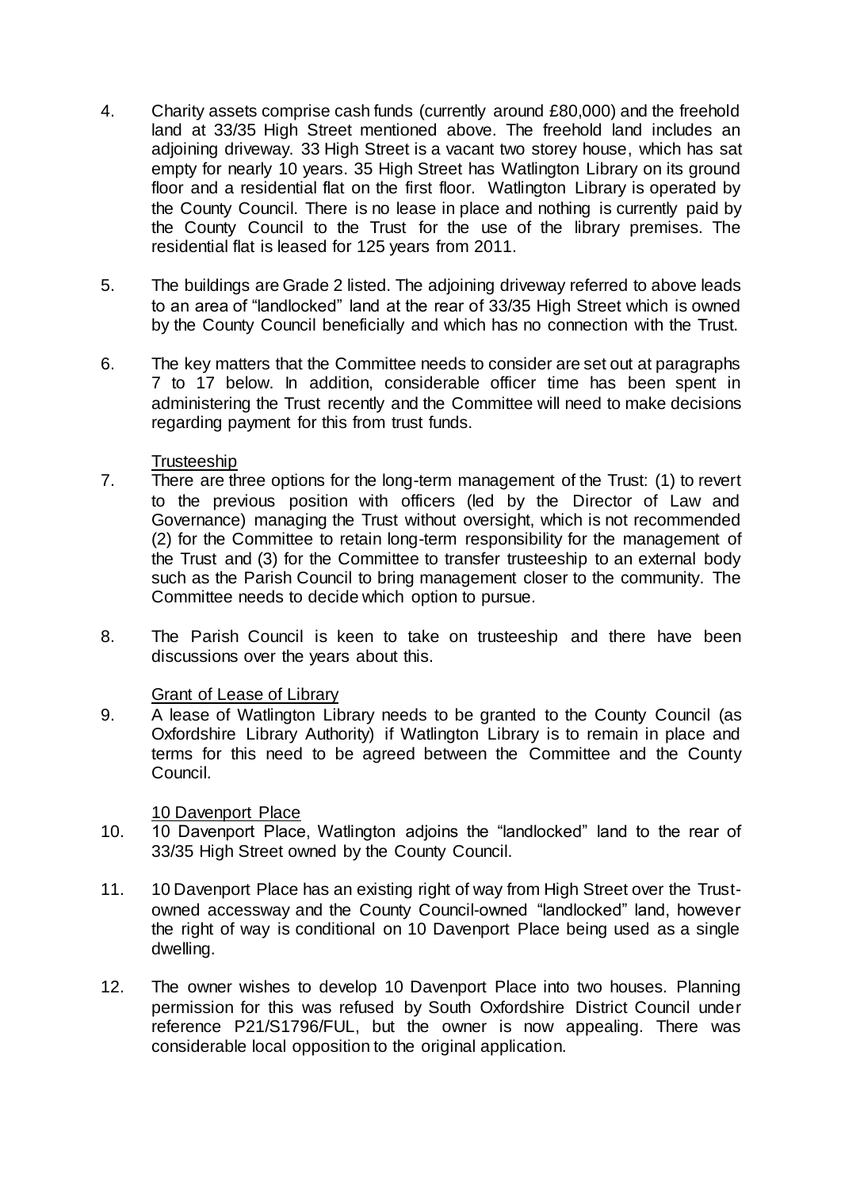4. Charity assets comprise cash funds (currently around £80,000) and the freehold land at 33/35 High Street mentioned above. The freehold land includes an adjoining driveway. 33 High Street is a vacant two storey house, which has sat empty for nearly 10 years. 35 High Street has Watlington Library on its ground floor and a residential flat on the first floor. Watlington Library is operated by the County Council. There is no lease in place and nothing is currently paid by the County Council to the Trust for the use of the library premises. The residential flat is leased for 125 years from 2011.

5. The buildings are Grade 2 listed. The adjoining driveway referred to above leads to an area of "landlocked" land at the rear of 33/35 High Street which is owned by the County Council beneficially and which has no connection with the Trust.

6. The key matters that the Committee needs to consider are set out at paragraphs 7 to 17 below. In addition, considerable officer time has been spent in administering the Trust recently and the Committee will need to make decisions regarding payment for this from trust funds.

<u>Trusteeship</u>

7. There are three options for the long-term management of the Trust: (1) to revert to the previous position with officers (led by the Director of Law and Governance) managing the Trust without oversight, which is not recommended (2) for the Committee to retain long-term responsibility for the management of the Trust and (3) for the Committee to transfer trusteeship to an external body such as the Parish Council to bring management closer to the community. The Committee needs to decide which option to pursue.

8. The Parish Council is keen to take on trusteeship and there have been discussions over the years about this.

<u>Grant of Lease of Library</u>

9. A lease of Watlington Library needs to be granted to the County Council (as Oxfordshire Library Authority) if Watlington Library is to remain in place and terms for this need to be agreed between the Committee and the County Council.

<u>10 Davenport Place</u>

10. 10 Davenport Place, Watlington adjoins the "landlocked" land to the rear of 33/35 High Street owned by the County Council.

11. 10 Davenport Place has an existing right of way from High Street over the Trust-owned accessway and the County Council-owned "landlocked" land, however the right of way is conditional on 10 Davenport Place being used as a single dwelling.

12. The owner wishes to develop 10 Davenport Place into two houses. Planning permission for this was refused by South Oxfordshire District Council under reference P21/S1796/FUL, but the owner is now appealing. There was considerable local opposition to the original application.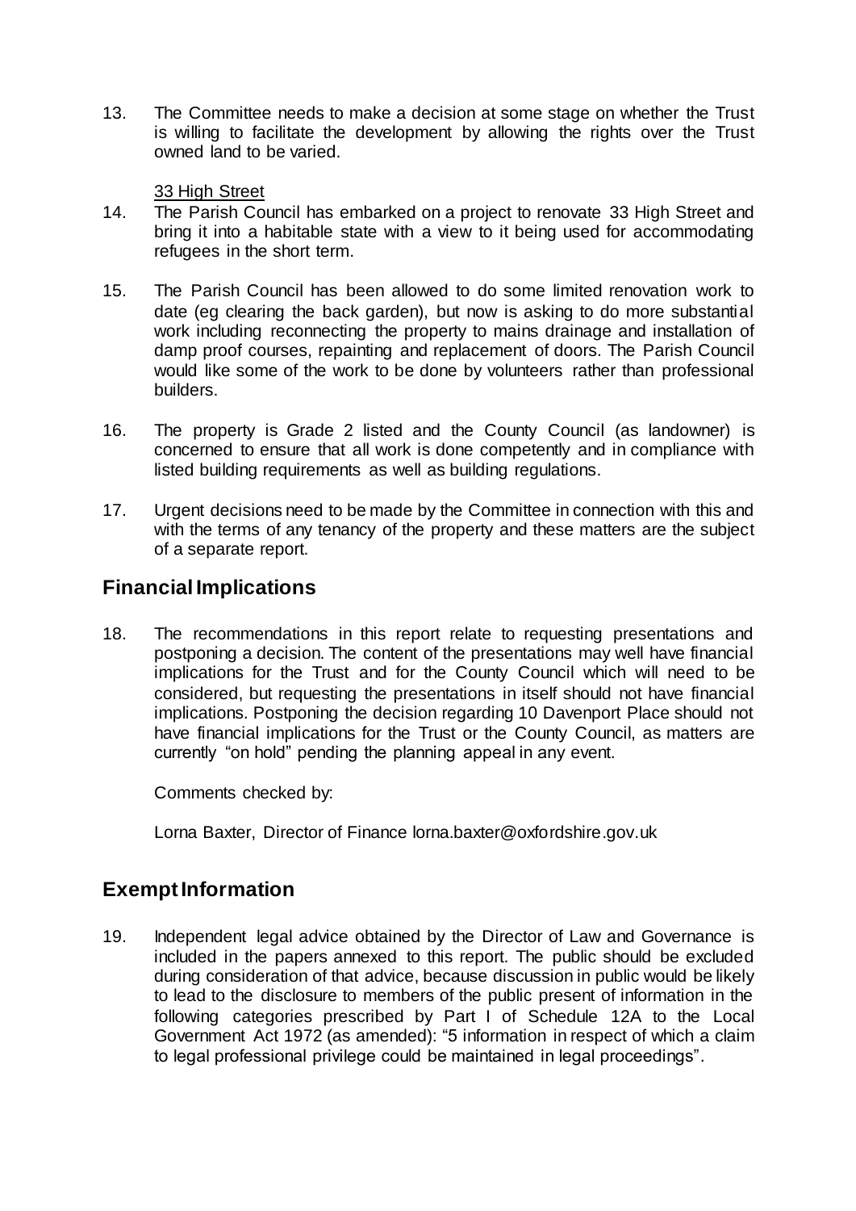13. The Committee needs to make a decision at some stage on whether the Trust is willing to facilitate the development by allowing the rights over the Trust owned land to be varied.

<u>33 High Street</u>

14. The Parish Council has embarked on a project to renovate 33 High Street and bring it into a habitable state with a view to it being used for accommodating refugees in the short term.

15. The Parish Council has been allowed to do some limited renovation work to date (eg clearing the back garden), but now is asking to do more substantial work including reconnecting the property to mains drainage and installation of damp proof courses, repainting and replacement of doors. The Parish Council would like some of the work to be done by volunteers rather than professional builders.

16. The property is Grade 2 listed and the County Council (as landowner) is concerned to ensure that all work is done competently and in compliance with listed building requirements as well as building regulations.

17. Urgent decisions need to be made by the Committee in connection with this and with the terms of any tenancy of the property and these matters are the subject of a separate report.

## Financial Implications

18. The recommendations in this report relate to requesting presentations and postponing a decision. The content of the presentations may well have financial implications for the Trust and for the County Council which will need to be considered, but requesting the presentations in itself should not have financial implications. Postponing the decision regarding 10 Davenport Place should not have financial implications for the Trust or the County Council, as matters are currently "on hold" pending the planning appeal in any event.

Comments checked by:

Lorna Baxter, Director of Finance lorna.baxter@oxfordshire.gov.uk

## Exempt Information

19. Independent legal advice obtained by the Director of Law and Governance is included in the papers annexed to this report. The public should be excluded during consideration of that advice, because discussion in public would be likely to lead to the disclosure to members of the public present of information in the following categories prescribed by Part I of Schedule 12A to the Local Government Act 1972 (as amended): "5 information in respect of which a claim to legal professional privilege could be maintained in legal proceedings".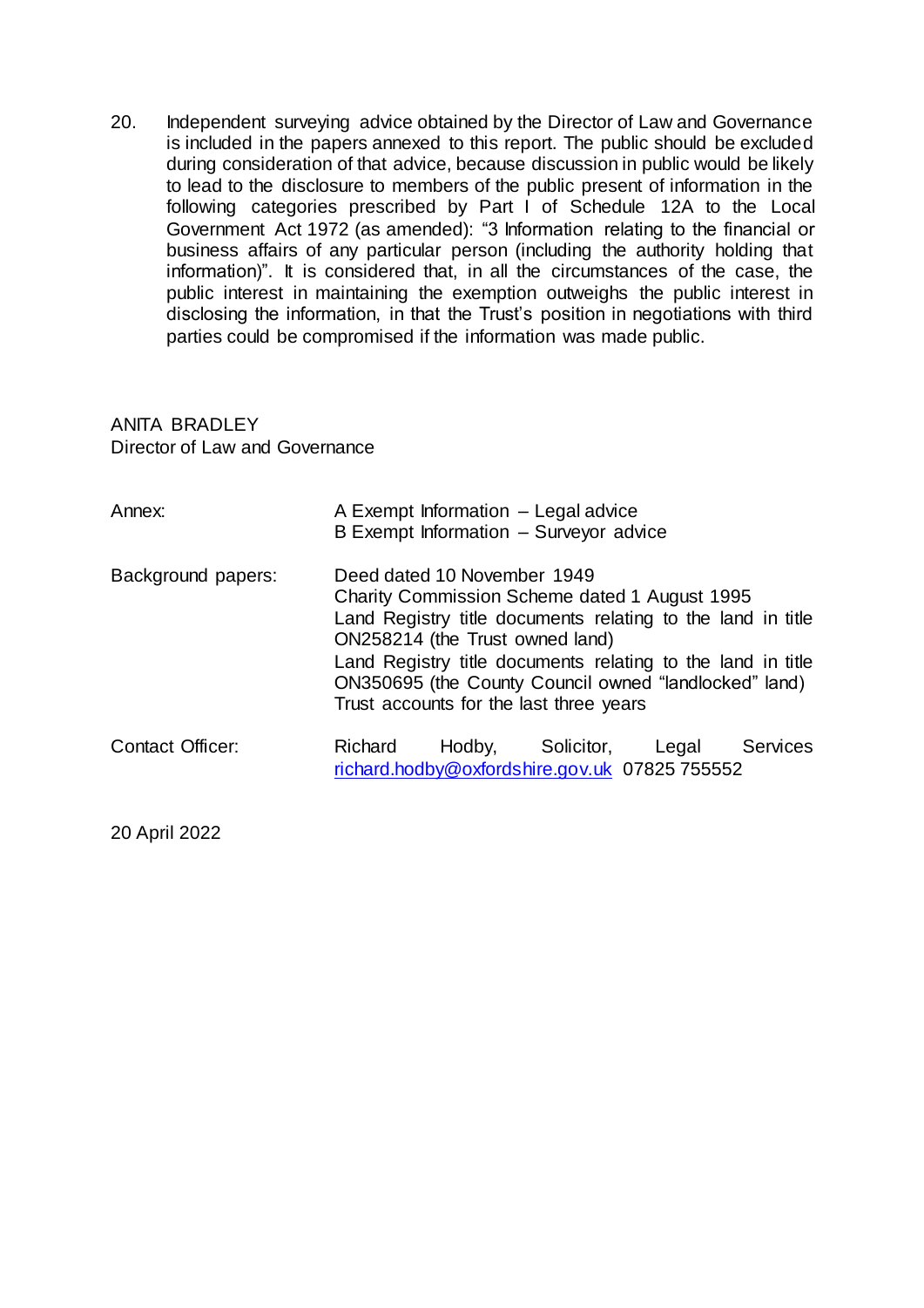20. Independent surveying advice obtained by the Director of Law and Governance is included in the papers annexed to this report. The public should be excluded during consideration of that advice, because discussion in public would be likely to lead to the disclosure to members of the public present of information in the following categories prescribed by Part I of Schedule 12A to the Local Government Act 1972 (as amended): "3 Information relating to the financial or business affairs of any particular person (including the authority holding that information)". It is considered that, in all the circumstances of the case, the public interest in maintaining the exemption outweighs the public interest in disclosing the information, in that the Trust's position in negotiations with third parties could be compromised if the information was made public.

ANITA BRADLEY
Director of Law and Governance

| | |
|---|---|
| Annex: | A Exempt Information – Legal advice<br>B Exempt Information – Surveyor advice |
| Background papers: | Deed dated 10 November 1949<br>Charity Commission Scheme dated 1 August 1995<br>Land Registry title documents relating to the land in title ON258214 (the Trust owned land)<br>Land Registry title documents relating to the land in title ON350695 (the County Council owned "landlocked" land)<br>Trust accounts for the last three years |
| Contact Officer: | Richard Hodby, Solicitor, Legal Services<br>richard.hodby@oxfordshire.gov.uk 07825 755552 |

20 April 2022